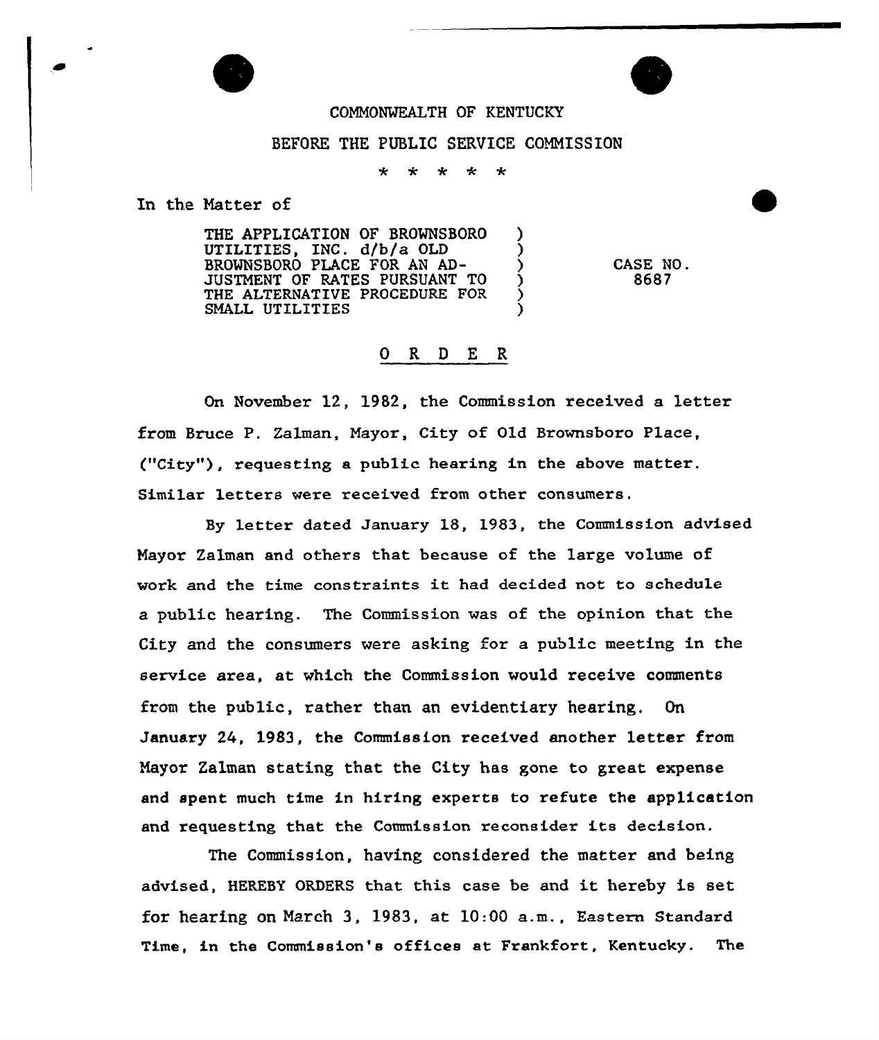COMMONWEALTH OF KENTUCKY

BEFORE THE PUBLIC SERVICE COMMISSION

\* \* \* \* \*

In the Matter of

| | | |
|---|---|---|
| THE APPLICATION OF BROWNSBORO UTILITIES, INC. d/b/a OLD BROWNSBORO PLACE FOR AN ADJUSTMENT OF RATES PURSUANT TO THE ALTERNATIVE PROCEDURE FOR SMALL UTILITIES | ) | CASE NO. 8687 |

## O R D E R

On November 12, 1982, the Commission received a letter from Bruce P. Zalman, Mayor, City of Old Brownsboro Place, ("City"), requesting a public hearing in the above matter. Similar letters were received from other consumers.

By letter dated January 18, 1983, the Commission advised Mayor Zalman and others that because of the large volume of work and the time constraints it had decided not to schedule a public hearing. The Commission was of the opinion that the City and the consumers were asking for a public meeting in the service area, at which the Commission would receive comments from the public, rather than an evidentiary hearing. On January 24, 1983, the Commission received another letter from Mayor Zalman stating that the City has gone to great expense and spent much time in hiring experts to refute the application and requesting that the Commission reconsider its decision.

The Commission, having considered the matter and being advised, HEREBY ORDERS that this case be and it hereby is set for hearing on March 3, 1983, at 10:00 a.m., Eastern Standard Time, in the Commission's offices at Frankfort, Kentucky. The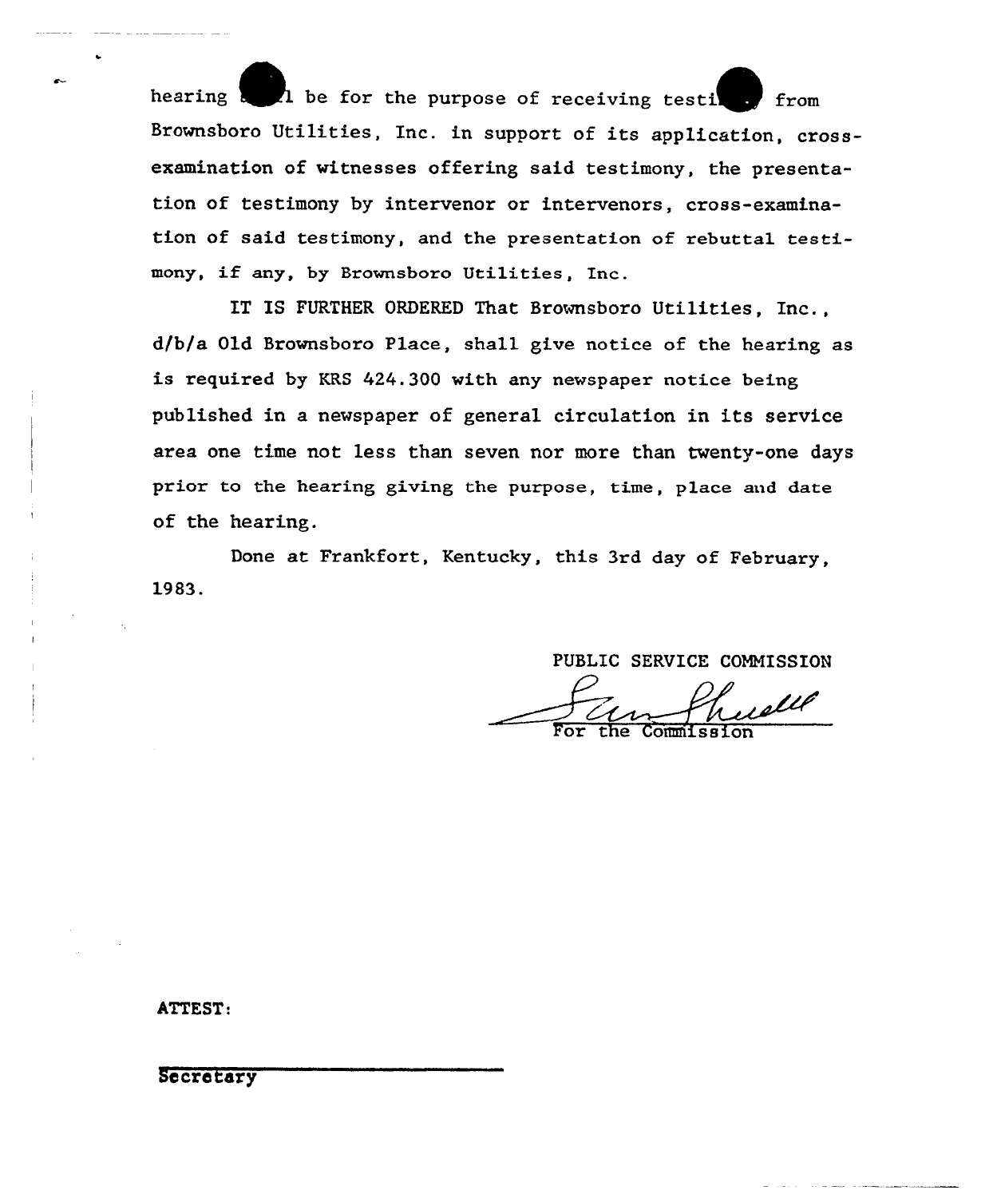hearing shall be for the purpose of receiving testimony from Brownsboro Utilities, Inc. in support of its application, cross-examination of witnesses offering said testimony, the presentation of testimony by intervenor or intervenors, cross-examination of said testimony, and the presentation of rebuttal testimony, if any, by Brownsboro Utilities, Inc.

IT IS FURTHER ORDERED That Brownsboro Utilities, Inc., d/b/a Old Brownsboro Place, shall give notice of the hearing as is required by KRS 424.300 with any newspaper notice being published in a newspaper of general circulation in its service area one time not less than seven nor more than twenty-one days prior to the hearing giving the purpose, time, place and date of the hearing.

Done at Frankfort, Kentucky, this 3rd day of February, 1983.

PUBLIC SERVICE COMMISSION

For the Commission

ATTEST:

Secretary